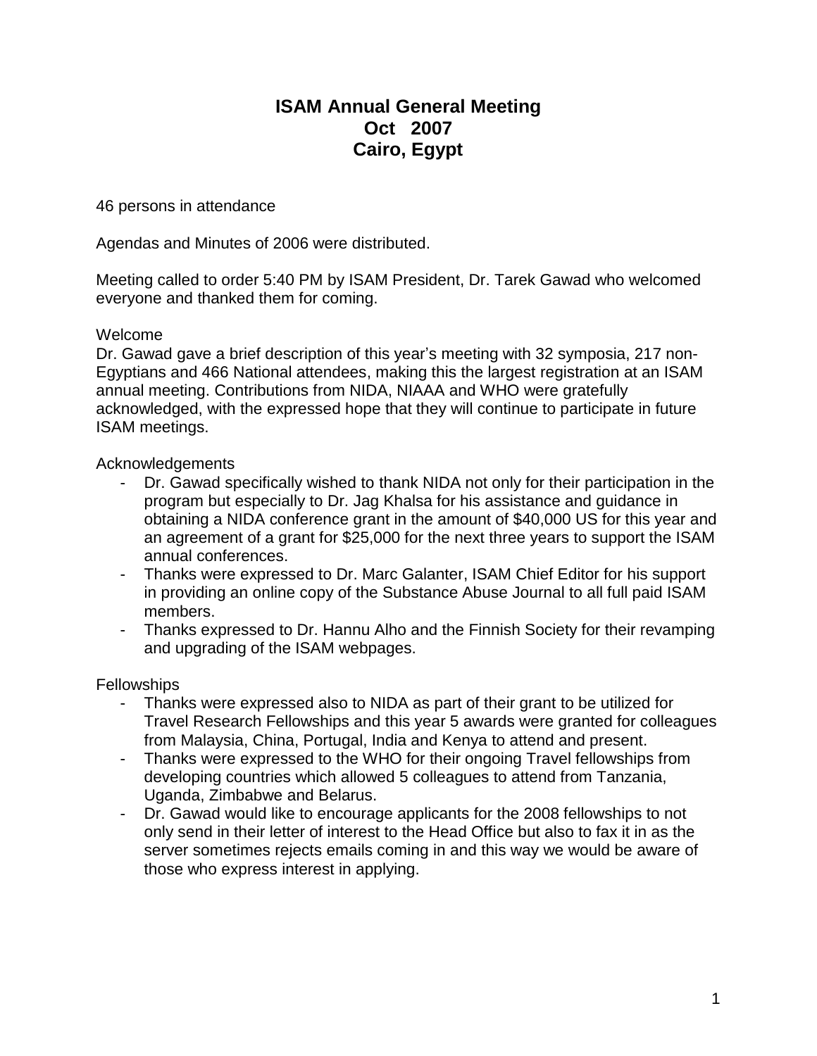# ISAM Annual General Meeting
# Oct 2007
# Cairo, Egypt

46 persons in attendance

Agendas and Minutes of 2006 were distributed.

Meeting called to order 5:40 PM by ISAM President, Dr. Tarek Gawad who welcomed everyone and thanked them for coming.

Welcome
Dr. Gawad gave a brief description of this year's meeting with 32 symposia, 217 non-Egyptians and 466 National attendees, making this the largest registration at an ISAM annual meeting. Contributions from NIDA, NIAAA and WHO were gratefully acknowledged, with the expressed hope that they will continue to participate in future ISAM meetings.

Acknowledgements

- Dr. Gawad specifically wished to thank NIDA not only for their participation in the program but especially to Dr. Jag Khalsa for his assistance and guidance in obtaining a NIDA conference grant in the amount of $40,000 US for this year and an agreement of a grant for $25,000 for the next three years to support the ISAM annual conferences.
- Thanks were expressed to Dr. Marc Galanter, ISAM Chief Editor for his support in providing an online copy of the Substance Abuse Journal to all full paid ISAM members.
- Thanks expressed to Dr. Hannu Alho and the Finnish Society for their revamping and upgrading of the ISAM webpages.

Fellowships

- Thanks were expressed also to NIDA as part of their grant to be utilized for Travel Research Fellowships and this year 5 awards were granted for colleagues from Malaysia, China, Portugal, India and Kenya to attend and present.
- Thanks were expressed to the WHO for their ongoing Travel fellowships from developing countries which allowed 5 colleagues to attend from Tanzania, Uganda, Zimbabwe and Belarus.
- Dr. Gawad would like to encourage applicants for the 2008 fellowships to not only send in their letter of interest to the Head Office but also to fax it in as the server sometimes rejects emails coming in and this way we would be aware of those who express interest in applying.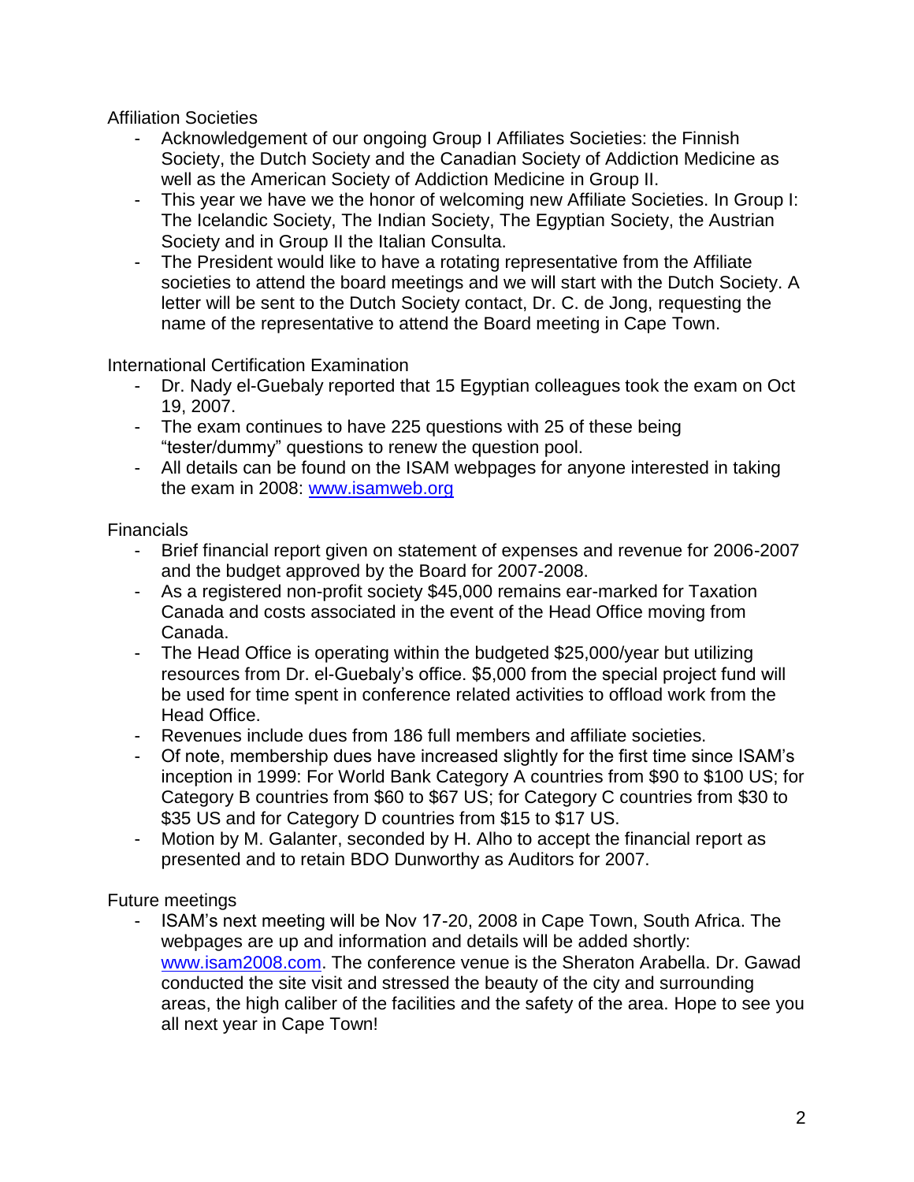Affiliation Societies

- Acknowledgement of our ongoing Group I Affiliates Societies: the Finnish Society, the Dutch Society and the Canadian Society of Addiction Medicine as well as the American Society of Addiction Medicine in Group II.
- This year we have we the honor of welcoming new Affiliate Societies. In Group I: The Icelandic Society, The Indian Society, The Egyptian Society, the Austrian Society and in Group II the Italian Consulta.
- The President would like to have a rotating representative from the Affiliate societies to attend the board meetings and we will start with the Dutch Society. A letter will be sent to the Dutch Society contact, Dr. C. de Jong, requesting the name of the representative to attend the Board meeting in Cape Town.

International Certification Examination

- Dr. Nady el-Guebaly reported that 15 Egyptian colleagues took the exam on Oct 19, 2007.
- The exam continues to have 225 questions with 25 of these being "tester/dummy" questions to renew the question pool.
- All details can be found on the ISAM webpages for anyone interested in taking the exam in 2008: [www.isamweb.org](http://www.isamweb.org)

Financials

- Brief financial report given on statement of expenses and revenue for 2006-2007 and the budget approved by the Board for 2007-2008.
- As a registered non-profit society $45,000 remains ear-marked for Taxation Canada and costs associated in the event of the Head Office moving from Canada.
- The Head Office is operating within the budgeted $25,000/year but utilizing resources from Dr. el-Guebaly's office. $5,000 from the special project fund will be used for time spent in conference related activities to offload work from the Head Office.
- Revenues include dues from 186 full members and affiliate societies.
- Of note, membership dues have increased slightly for the first time since ISAM's inception in 1999: For World Bank Category A countries from $90 to $100 US; for Category B countries from $60 to $67 US; for Category C countries from $30 to $35 US and for Category D countries from $15 to $17 US.
- Motion by M. Galanter, seconded by H. Alho to accept the financial report as presented and to retain BDO Dunworthy as Auditors for 2007.

Future meetings

- ISAM's next meeting will be Nov 17-20, 2008 in Cape Town, South Africa. The webpages are up and information and details will be added shortly: [www.isam2008.com](http://www.isam2008.com). The conference venue is the Sheraton Arabella. Dr. Gawad conducted the site visit and stressed the beauty of the city and surrounding areas, the high caliber of the facilities and the safety of the area. Hope to see you all next year in Cape Town!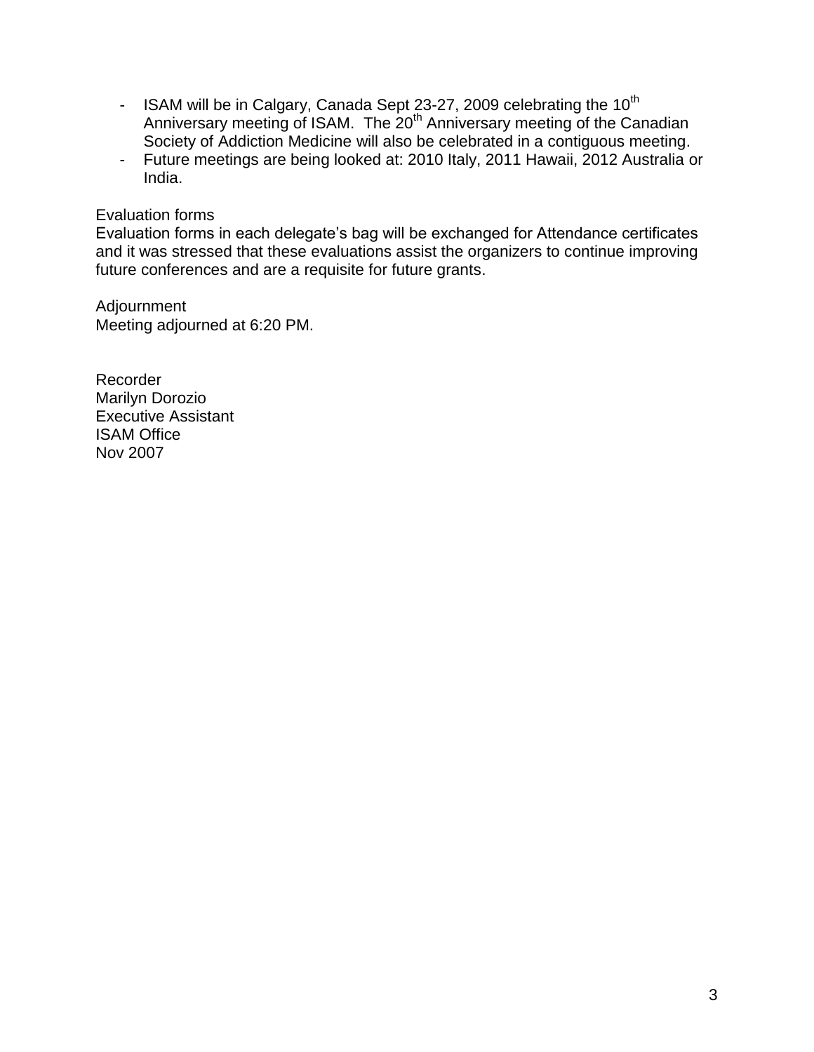- ISAM will be in Calgary, Canada Sept 23-27, 2009 celebrating the 10th Anniversary meeting of ISAM. The 20th Anniversary meeting of the Canadian Society of Addiction Medicine will also be celebrated in a contiguous meeting.
- Future meetings are being looked at: 2010 Italy, 2011 Hawaii, 2012 Australia or India.

Evaluation forms
Evaluation forms in each delegate's bag will be exchanged for Attendance certificates and it was stressed that these evaluations assist the organizers to continue improving future conferences and are a requisite for future grants.

Adjournment
Meeting adjourned at 6:20 PM.

Recorder
Marilyn Dorozio
Executive Assistant
ISAM Office
Nov 2007